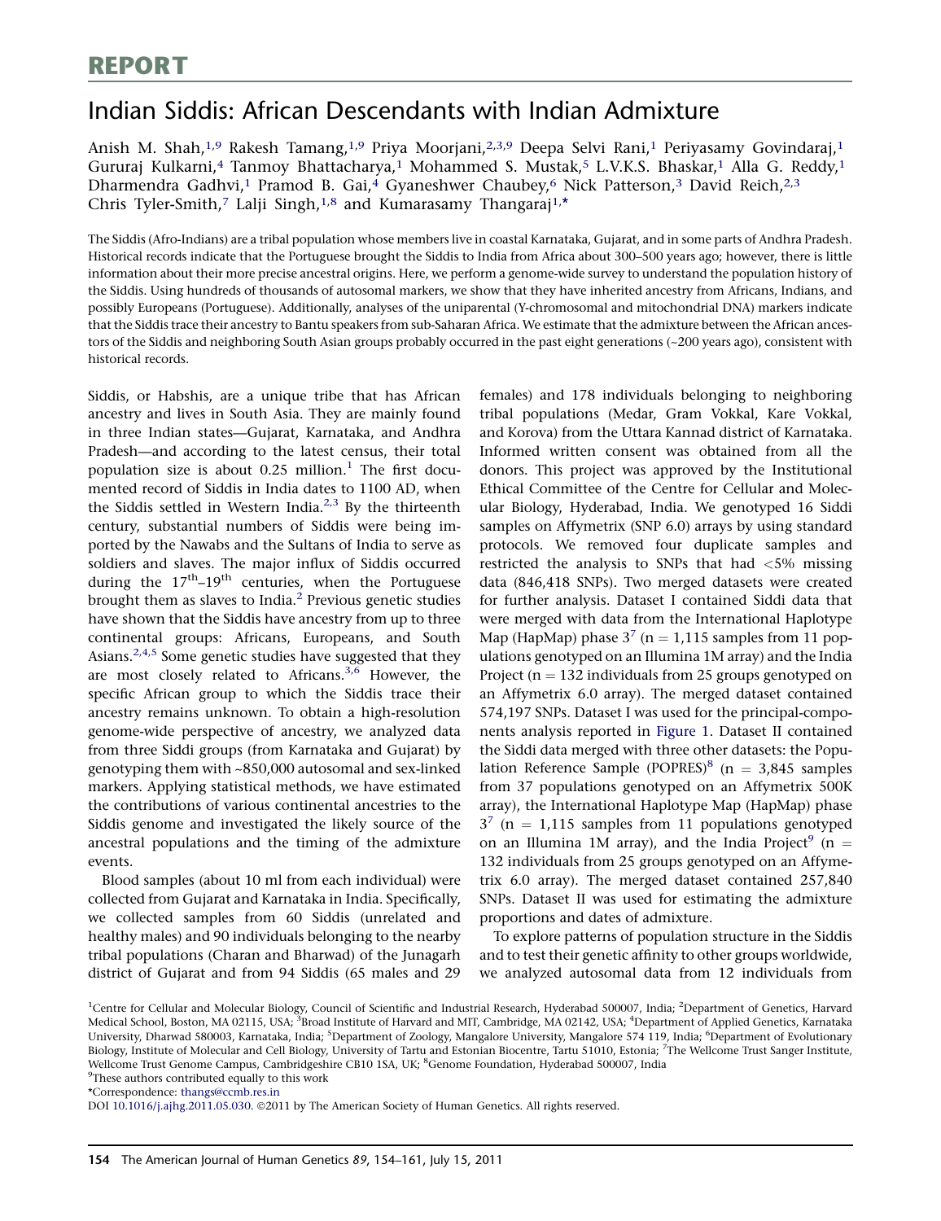REPORT

# Indian Siddis: African Descendants with Indian Admixture

Anish M. Shah,[1,9] Rakesh Tamang,[1,9] Priya Moorjani,[2,3,9] Deepa Selvi Rani,[1] Periyasamy Govindaraj,[1] Gururaj Kulkarni,[4] Tanmoy Bhattacharya,[1] Mohammed S. Mustak,[5] L.V.K.S. Bhaskar,[1] Alla G. Reddy,[1] Dharmendra Gadhvi,[1] Pramod B. Gai,[4] Gyaneshwer Chaubey,[6] Nick Patterson,[3] David Reich,[2,3] Chris Tyler-Smith,[7] Lalji Singh,[1,8] and Kumarasamy Thangaraj[1,*]

The Siddis (Afro-Indians) are a tribal population whose members live in coastal Karnataka, Gujarat, and in some parts of Andhra Pradesh. Historical records indicate that the Portuguese brought the Siddis to India from Africa about 300–500 years ago; however, there is little information about their more precise ancestral origins. Here, we perform a genome-wide survey to understand the population history of the Siddis. Using hundreds of thousands of autosomal markers, we show that they have inherited ancestry from Africans, Indians, and possibly Europeans (Portuguese). Additionally, analyses of the uniparental (Y-chromosomal and mitochondrial DNA) markers indicate that the Siddis trace their ancestry to Bantu speakers from sub-Saharan Africa. We estimate that the admixture between the African ancestors of the Siddis and neighboring South Asian groups probably occurred in the past eight generations (~200 years ago), consistent with historical records.

Siddis, or Habshis, are a unique tribe that has African ancestry and lives in South Asia. They are mainly found in three Indian states—Gujarat, Karnataka, and Andhra Pradesh—and according to the latest census, their total population size is about 0.25 million.[1] The first documented record of Siddis in India dates to 1100 AD, when the Siddis settled in Western India.[2,3] By the thirteenth century, substantial numbers of Siddis were being imported by the Nawabs and the Sultans of India to serve as soldiers and slaves. The major influx of Siddis occurred during the 17th–19th centuries, when the Portuguese brought them as slaves to India.[2] Previous genetic studies have shown that the Siddis have ancestry from up to three continental groups: Africans, Europeans, and South Asians.[2,4,5] Some genetic studies have suggested that they are most closely related to Africans.[3,6] However, the specific African group to which the Siddis trace their ancestry remains unknown. To obtain a high-resolution genome-wide perspective of ancestry, we analyzed data from three Siddi groups (from Karnataka and Gujarat) by genotyping them with ~850,000 autosomal and sex-linked markers. Applying statistical methods, we have estimated the contributions of various continental ancestries to the Siddis genome and investigated the likely source of the ancestral populations and the timing of the admixture events.

Blood samples (about 10 ml from each individual) were collected from Gujarat and Karnataka in India. Specifically, we collected samples from 60 Siddis (unrelated and healthy males) and 90 individuals belonging to the nearby tribal populations (Charan and Bharwad) of the Junagarh district of Gujarat and from 94 Siddis (65 males and 29 females) and 178 individuals belonging to neighboring tribal populations (Medar, Gram Vokkal, Kare Vokkal, and Korova) from the Uttara Kannad district of Karnataka. Informed written consent was obtained from all the donors. This project was approved by the Institutional Ethical Committee of the Centre for Cellular and Molecular Biology, Hyderabad, India. We genotyped 16 Siddi samples on Affymetrix (SNP 6.0) arrays by using standard protocols. We removed four duplicate samples and restricted the analysis to SNPs that had <5% missing data (846,418 SNPs). Two merged datasets were created for further analysis. Dataset I contained Siddi data that were merged with data from the International Haplotype Map (HapMap) phase 3[7] (n = 1,115 samples from 11 populations genotyped on an Illumina 1M array) and the India Project (n = 132 individuals from 25 groups genotyped on an Affymetrix 6.0 array). The merged dataset contained 574,197 SNPs. Dataset I was used for the principal-components analysis reported in Figure 1. Dataset II contained the Siddi data merged with three other datasets: the Population Reference Sample (POPRES)[8] (n = 3,845 samples from 37 populations genotyped on an Affymetrix 500K array), the International Haplotype Map (HapMap) phase 3[7] (n = 1,115 samples from 11 populations genotyped on an Illumina 1M array), and the India Project[9] (n = 132 individuals from 25 groups genotyped on an Affymetrix 6.0 array). The merged dataset contained 257,840 SNPs. Dataset II was used for estimating the admixture proportions and dates of admixture.

To explore patterns of population structure in the Siddis and to test their genetic affinity to other groups worldwide, we analyzed autosomal data from 12 individuals from

[1]Centre for Cellular and Molecular Biology, Council of Scientific and Industrial Research, Hyderabad 500007, India; [2]Department of Genetics, Harvard Medical School, Boston, MA 02115, USA; [3]Broad Institute of Harvard and MIT, Cambridge, MA 02142, USA; [4]Department of Applied Genetics, Karnataka University, Dharwad 580003, Karnataka, India; [5]Department of Zoology, Mangalore University, Mangalore 574 119, India; [6]Department of Evolutionary Biology, Institute of Molecular and Cell Biology, University of Tartu and Estonian Biocentre, Tartu 51010, Estonia; [7]The Wellcome Trust Sanger Institute, Wellcome Trust Genome Campus, Cambridgeshire CB10 1SA, UK; [8]Genome Foundation, Hyderabad 500007, India

[9]These authors contributed equally to this work

*Correspondence: thangs@ccmb.res.in

DOI 10.1016/j.ajhg.2011.05.030. ©2011 by The American Society of Human Genetics. All rights reserved.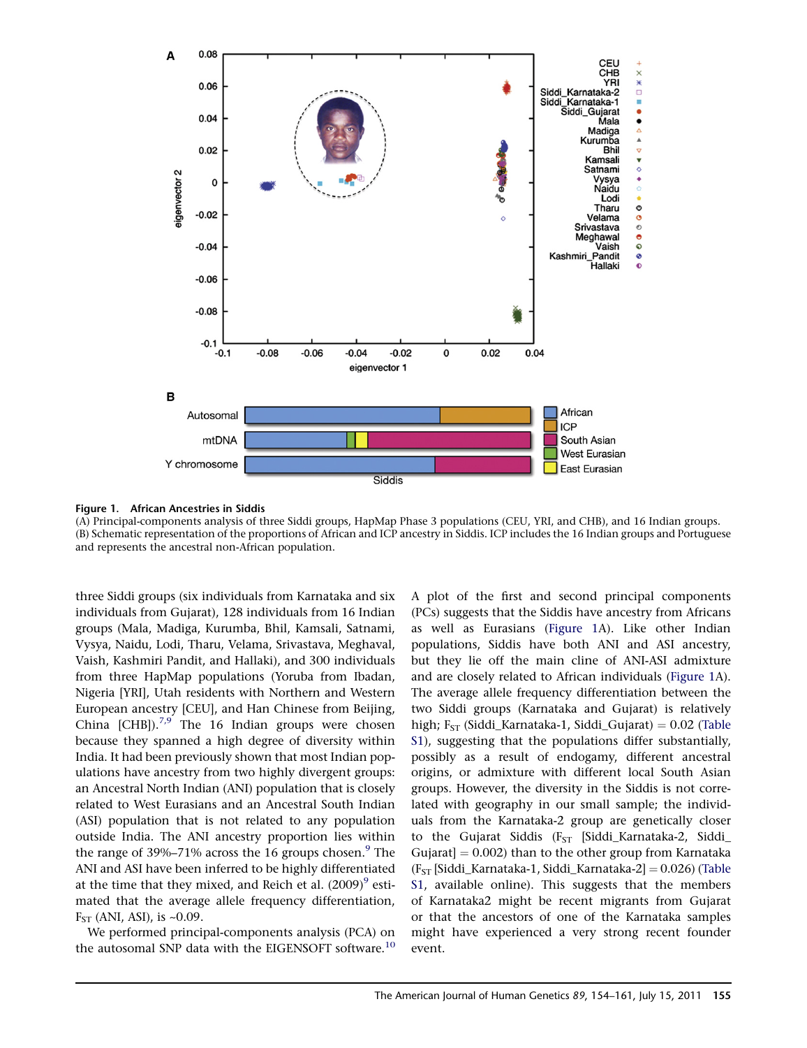**Figure 1. African Ancestries in Siddis**
(A) Principal-components analysis of three Siddi groups, HapMap Phase 3 populations (CEU, YRI, and CHB), and 16 Indian groups.
(B) Schematic representation of the proportions of African and ICP ancestry in Siddis. ICP includes the 16 Indian groups and Portuguese and represents the ancestral non-African population.

three Siddi groups (six individuals from Karnataka and six individuals from Gujarat), 128 individuals from 16 Indian groups (Mala, Madiga, Kurumba, Bhil, Kamsali, Satnami, Vysya, Naidu, Lodi, Tharu, Velama, Srivastava, Meghaval, Vaish, Kashmiri Pandit, and Hallaki), and 300 individuals from three HapMap populations (Yoruba from Ibadan, Nigeria [YRI], Utah residents with Northern and Western European ancestry [CEU], and Han Chinese from Beijing, China [CHB]).[7,9] The 16 Indian groups were chosen because they spanned a high degree of diversity within India. It had been previously shown that most Indian populations have ancestry from two highly divergent groups: an Ancestral North Indian (ANI) population that is closely related to West Eurasians and an Ancestral South Indian (ASI) population that is not related to any population outside India. The ANI ancestry proportion lies within the range of 39%–71% across the 16 groups chosen.[9] The ANI and ASI have been inferred to be highly differentiated at the time that they mixed, and Reich et al. (2009)[9] estimated that the average allele frequency differentiation, $F_{ST}$ (ANI, ASI), is ~0.09.

We performed principal-components analysis (PCA) on the autosomal SNP data with the EIGENSOFT software.[10] A plot of the first and second principal components (PCs) suggests that the Siddis have ancestry from Africans as well as Eurasians (Figure 1A). Like other Indian populations, Siddis have both ANI and ASI ancestry, but they lie off the main cline of ANI-ASI admixture and are closely related to African individuals (Figure 1A). The average allele frequency differentiation between the two Siddi groups (Karnataka and Gujarat) is relatively high; $F_{ST}$ (Siddi_Karnataka-1, Siddi_Gujarat) = 0.02 (Table S1), suggesting that the populations differ substantially, possibly as a result of endogamy, different ancestral origins, or admixture with different local South Asian groups. However, the diversity in the Siddis is not correlated with geography in our small sample; the individuals from the Karnataka-2 group are genetically closer to the Gujarat Siddis ($F_{ST}$ [Siddi_Karnataka-2, Siddi_Gujarat] = 0.002) than to the other group from Karnataka ($F_{ST}$ [Siddi_Karnataka-1, Siddi_Karnataka-2] = 0.026) (Table S1, available online). This suggests that the members of Karnataka2 might be recent migrants from Gujarat or that the ancestors of one of the Karnataka samples might have experienced a very strong recent founder event.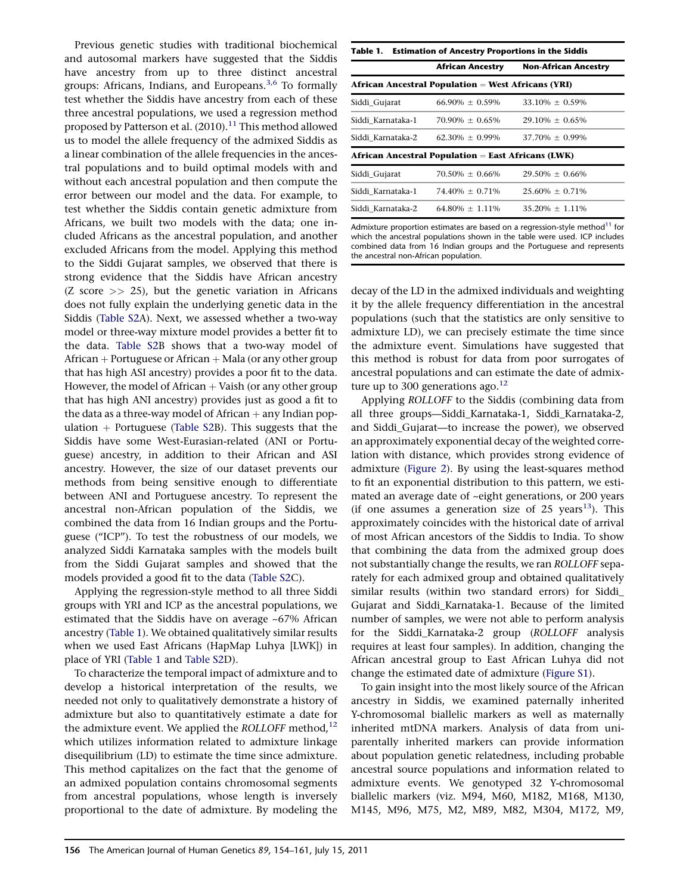Previous genetic studies with traditional biochemical and autosomal markers have suggested that the Siddis have ancestry from up to three distinct ancestral groups: Africans, Indians, and Europeans.[3,6] To formally test whether the Siddis have ancestry from each of these three ancestral populations, we used a regression method proposed by Patterson et al. (2010).[11] This method allowed us to model the allele frequency of the admixed Siddis as a linear combination of the allele frequencies in the ancestral populations and to build optimal models with and without each ancestral population and then compute the error between our model and the data. For example, to test whether the Siddis contain genetic admixture from Africans, we built two models with the data; one included Africans as the ancestral population, and another excluded Africans from the model. Applying this method to the Siddi Gujarat samples, we observed that there is strong evidence that the Siddis have African ancestry (Z score >> 25), but the genetic variation in Africans does not fully explain the underlying genetic data in the Siddis (Table S2A). Next, we assessed whether a two-way model or three-way mixture model provides a better fit to the data. Table S2B shows that a two-way model of African + Portuguese or African + Mala (or any other group that has high ASI ancestry) provides a poor fit to the data. However, the model of African + Vaish (or any other group that has high ANI ancestry) provides just as good a fit to the data as a three-way model of African + any Indian population + Portuguese (Table S2B). This suggests that the Siddis have some West-Eurasian-related (ANI or Portuguese) ancestry, in addition to their African and ASI ancestry. However, the size of our dataset prevents our methods from being sensitive enough to differentiate between ANI and Portuguese ancestry. To represent the ancestral non-African population of the Siddis, we combined the data from 16 Indian groups and the Portuguese ("ICP"). To test the robustness of our models, we analyzed Siddi Karnataka samples with the models built from the Siddi Gujarat samples and showed that the models provided a good fit to the data (Table S2C).

Applying the regression-style method to all three Siddi groups with YRI and ICP as the ancestral populations, we estimated that the Siddis have on average ~67% African ancestry (Table 1). We obtained qualitatively similar results when we used East Africans (HapMap Luhya [LWK]) in place of YRI (Table 1 and Table S2D).

To characterize the temporal impact of admixture and to develop a historical interpretation of the results, we needed not only to qualitatively demonstrate a history of admixture but also to quantitatively estimate a date for the admixture event. We applied the *ROLLOFF* method,[12] which utilizes information related to admixture linkage disequilibrium (LD) to estimate the time since admixture. This method capitalizes on the fact that the genome of an admixed population contains chromosomal segments from ancestral populations, whose length is inversely proportional to the date of admixture. By modeling the decay of the LD in the admixed individuals and weighting it by the allele frequency differentiation in the ancestral populations (such that the statistics are only sensitive to admixture LD), we can precisely estimate the time since the admixture event. Simulations have suggested that this method is robust for data from poor surrogates of ancestral populations and can estimate the date of admixture up to 300 generations ago.[12]

**Table 1. Estimation of Ancestry Proportions in the Siddis**

| | African Ancestry | Non-African Ancestry |
|---|---|---|
| **African Ancestral Population = West Africans (YRI)** | | |
| Siddi_Gujarat | 66.90% ± 0.59% | 33.10% ± 0.59% |
| Siddi_Karnataka-1 | 70.90% ± 0.65% | 29.10% ± 0.65% |
| Siddi_Karnataka-2 | 62.30% ± 0.99% | 37.70% ± 0.99% |
| **African Ancestral Population = East Africans (LWK)** | | |
| Siddi_Gujarat | 70.50% ± 0.66% | 29.50% ± 0.66% |
| Siddi_Karnataka-1 | 74.40% ± 0.71% | 25.60% ± 0.71% |
| Siddi_Karnataka-2 | 64.80% ± 1.11% | 35.20% ± 1.11% |

Admixture proportion estimates are based on a regression-style method[11] for which the ancestral populations shown in the table were used. ICP includes combined data from 16 Indian groups and the Portuguese and represents the ancestral non-African population.

Applying *ROLLOFF* to the Siddis (combining data from all three groups—Siddi_Karnataka-1, Siddi_Karnataka-2, and Siddi_Gujarat—to increase the power), we observed an approximately exponential decay of the weighted correlation with distance, which provides strong evidence of admixture (Figure 2). By using the least-squares method to fit an exponential distribution to this pattern, we estimated an average date of ~eight generations, or 200 years (if one assumes a generation size of 25 years[13]). This approximately coincides with the historical date of arrival of most African ancestors of the Siddis to India. To show that combining the data from the admixed group does not substantially change the results, we ran *ROLLOFF* separately for each admixed group and obtained qualitatively similar results (within two standard errors) for Siddi_Gujarat and Siddi_Karnataka-1. Because of the limited number of samples, we were not able to perform analysis for the Siddi_Karnataka-2 group (*ROLLOFF* analysis requires at least four samples). In addition, changing the African ancestral group to East African Luhya did not change the estimated date of admixture (Figure S1).

To gain insight into the most likely source of the African ancestry in Siddis, we examined paternally inherited Y-chromosomal biallelic markers as well as maternally inherited mtDNA markers. Analysis of data from uniparentally inherited markers can provide information about population genetic relatedness, including probable ancestral source populations and information related to admixture events. We genotyped 32 Y-chromosomal biallelic markers (viz. M94, M60, M182, M168, M130, M145, M96, M75, M2, M89, M82, M304, M172, M9,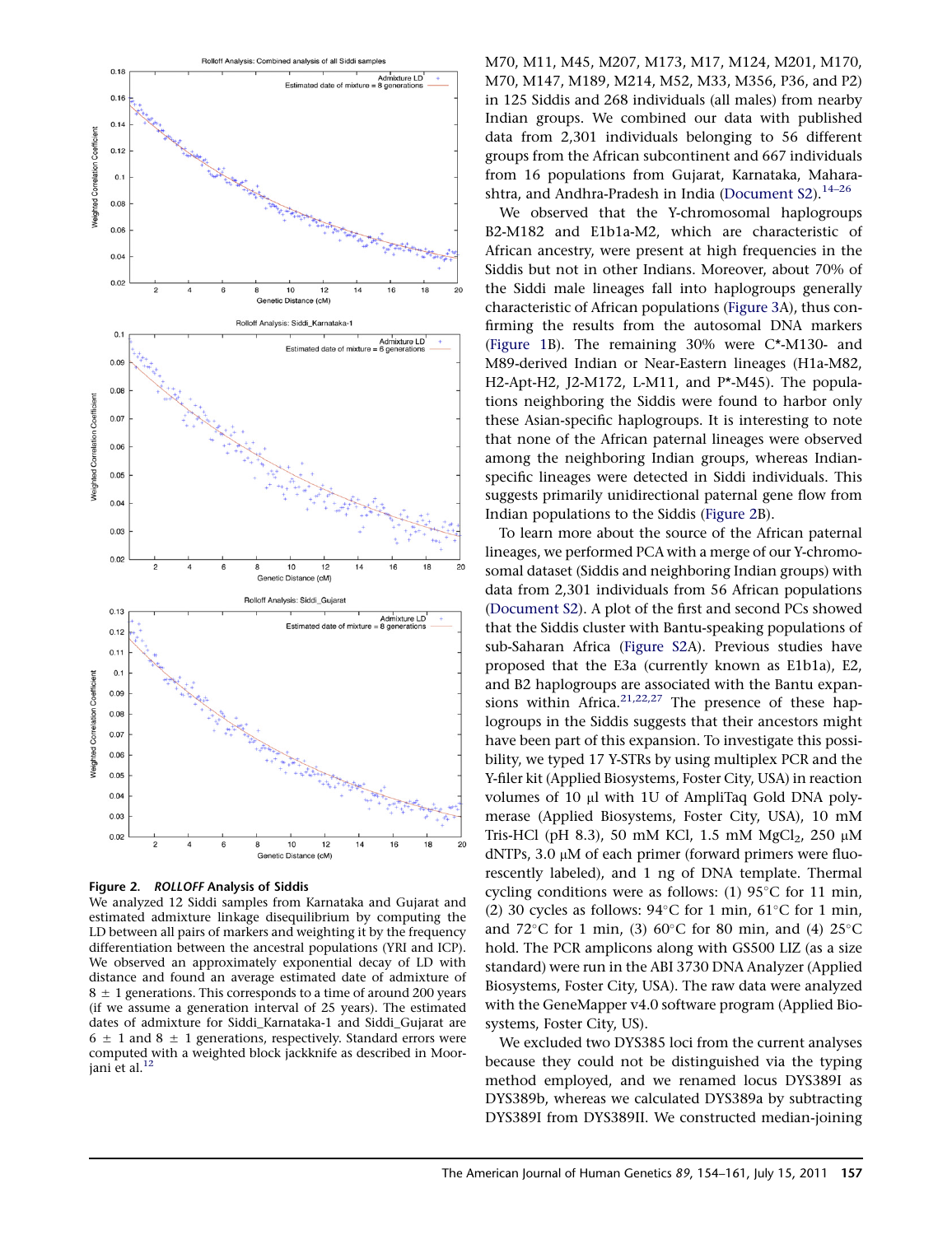**Figure 2. *ROLLOFF* Analysis of Siddis**

We analyzed 12 Siddi samples from Karnataka and Gujarat and estimated admixture linkage disequilibrium by computing the LD between all pairs of markers and weighting it by the frequency differentiation between the ancestral populations (YRI and ICP). We observed an approximately exponential decay of LD with distance and found an average estimated date of admixture of 8 ± 1 generations. This corresponds to a time of around 200 years (if we assume a generation interval of 25 years). The estimated dates of admixture for Siddi_Karnataka-1 and Siddi_Gujarat are 6 ± 1 and 8 ± 1 generations, respectively. Standard errors were computed with a weighted block jackknife as described in Moorjani et al.[12]

M70, M11, M45, M207, M173, M17, M124, M201, M170, M70, M147, M189, M214, M52, M33, M356, P36, and P2) in 125 Siddis and 268 individuals (all males) from nearby Indian groups. We combined our data with published data from 2,301 individuals belonging to 56 different groups from the African subcontinent and 667 individuals from 16 populations from Gujarat, Karnataka, Maharashtra, and Andhra-Pradesh in India (Document S2).[14–26]

We observed that the Y-chromosomal haplogroups B2-M182 and E1b1a-M2, which are characteristic of African ancestry, were present at high frequencies in the Siddis but not in other Indians. Moreover, about 70% of the Siddi male lineages fall into haplogroups generally characteristic of African populations (Figure 3A), thus confirming the results from the autosomal DNA markers (Figure 1B). The remaining 30% were C*-M130- and M89-derived Indian or Near-Eastern lineages (H1a-M82, H2-Apt-H2, J2-M172, L-M11, and P*-M45). The populations neighboring the Siddis were found to harbor only these Asian-specific haplogroups. It is interesting to note that none of the African paternal lineages were observed among the neighboring Indian groups, whereas Indian-specific lineages were detected in Siddi individuals. This suggests primarily unidirectional paternal gene flow from Indian populations to the Siddis (Figure 2B).

To learn more about the source of the African paternal lineages, we performed PCA with a merge of our Y-chromosomal dataset (Siddis and neighboring Indian groups) with data from 2,301 individuals from 56 African populations (Document S2). A plot of the first and second PCs showed that the Siddis cluster with Bantu-speaking populations of sub-Saharan Africa (Figure S2A). Previous studies have proposed that the E3a (currently known as E1b1a), E2, and B2 haplogroups are associated with the Bantu expansions within Africa.[21,22,27] The presence of these haplogroups in the Siddis suggests that their ancestors might have been part of this expansion. To investigate this possibility, we typed 17 Y-STRs by using multiplex PCR and the Y-filer kit (Applied Biosystems, Foster City, USA) in reaction volumes of 10 μl with 1U of AmpliTaq Gold DNA polymerase (Applied Biosystems, Foster City, USA), 10 mM Tris-HCl (pH 8.3), 50 mM KCl, 1.5 mM $MgCl_2$, 250 μM dNTPs, 3.0 μM of each primer (forward primers were fluorescently labeled), and 1 ng of DNA template. Thermal cycling conditions were as follows: (1) 95°C for 11 min, (2) 30 cycles as follows: 94°C for 1 min, 61°C for 1 min, and 72°C for 1 min, (3) 60°C for 80 min, and (4) 25°C hold. The PCR amplicons along with GS500 LIZ (as a size standard) were run in the ABI 3730 DNA Analyzer (Applied Biosystems, Foster City, USA). The raw data were analyzed with the GeneMapper v4.0 software program (Applied Biosystems, Foster City, US).

We excluded two DYS385 loci from the current analyses because they could not be distinguished via the typing method employed, and we renamed locus DYS389I as DYS389b, whereas we calculated DYS389a by subtracting DYS389I from DYS389II. We constructed median-joining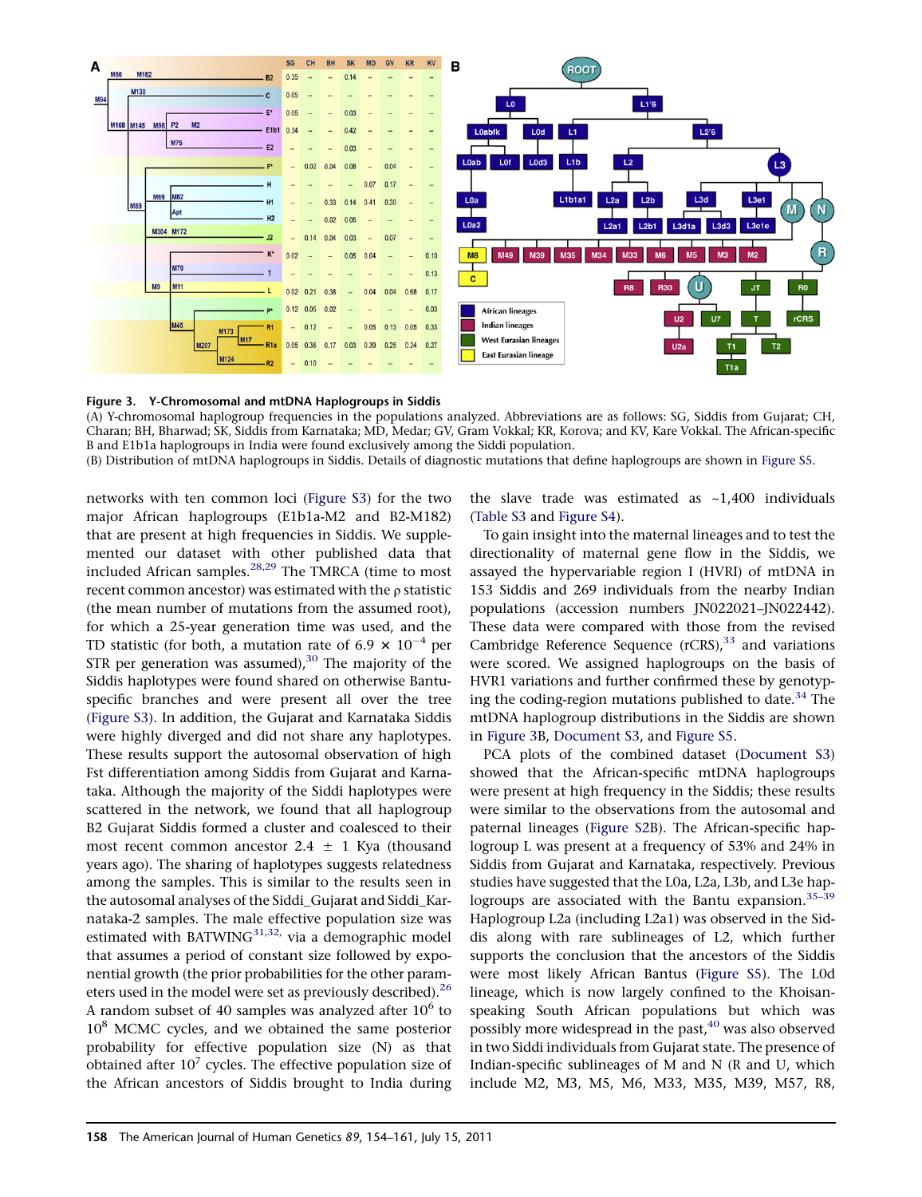**Figure 3. Y-Chromosomal and mtDNA Haplogroups in Siddis**

(A) Y-chromosomal haplogroup frequencies in the populations analyzed. Abbreviations are as follows: SG, Siddis from Gujarat; CH, Charan; BH, Bharwad; SK, Siddis from Karnataka; MD, Medar; GV, Gram Vokkal; KR, Korova; and KV, Kare Vokkal. The African-specific B and E1b1a haplogroups in India were found exclusively among the Siddi population.

(B) Distribution of mtDNA haplogroups in Siddis. Details of diagnostic mutations that define haplogroups are shown in Figure S5.

networks with ten common loci (Figure S3) for the two major African haplogroups (E1b1a-M2 and B2-M182) that are present at high frequencies in Siddis. We supplemented our dataset with other published data that included African samples.[28,29] The TMRCA (time to most recent common ancestor) was estimated with the ρ statistic (the mean number of mutations from the assumed root), for which a 25-year generation time was used, and the TD statistic (for both, a mutation rate of $6.9 \times 10^{-4}$ per STR per generation was assumed),[30] The majority of the Siddis haplotypes were found shared on otherwise Bantu-specific branches and were present all over the tree (Figure S3). In addition, the Gujarat and Karnataka Siddis were highly diverged and did not share any haplotypes. These results support the autosomal observation of high Fst differentiation among Siddis from Gujarat and Karnataka. Although the majority of the Siddi haplotypes were scattered in the network, we found that all haplogroup B2 Gujarat Siddis formed a cluster and coalesced to their most recent common ancestor 2.4 ± 1 Kya (thousand years ago). The sharing of haplotypes suggests relatedness among the samples. This is similar to the results seen in the autosomal analyses of the Siddi_Gujarat and Siddi_Karnataka-2 samples. The male effective population size was estimated with BATWING[31,32,] via a demographic model that assumes a period of constant size followed by exponential growth (the prior probabilities for the other parameters used in the model were set as previously described).[26] A random subset of 40 samples was analyzed after $10^6$ to $10^8$ MCMC cycles, and we obtained the same posterior probability for effective population size (N) as that obtained after $10^7$ cycles. The effective population size of the African ancestors of Siddis brought to India during the slave trade was estimated as ~1,400 individuals (Table S3 and Figure S4).

To gain insight into the maternal lineages and to test the directionality of maternal gene flow in the Siddis, we assayed the hypervariable region I (HVRI) of mtDNA in 153 Siddis and 269 individuals from the nearby Indian populations (accession numbers JN022021–JN022442). These data were compared with those from the revised Cambridge Reference Sequence (rCRS),[33] and variations were scored. We assigned haplogroups on the basis of HVR1 variations and further confirmed these by genotyping the coding-region mutations published to date.[34] The mtDNA haplogroup distributions in the Siddis are shown in Figure 3B, Document S3, and Figure S5.

PCA plots of the combined dataset (Document S3) showed that the African-specific mtDNA haplogroups were present at high frequency in the Siddis; these results were similar to the observations from the autosomal and paternal lineages (Figure S2B). The African-specific haplogroup L was present at a frequency of 53% and 24% in Siddis from Gujarat and Karnataka, respectively. Previous studies have suggested that the L0a, L2a, L3b, and L3e haplogroups are associated with the Bantu expansion.[35–39] Haplogroup L2a (including L2a1) was observed in the Siddis along with rare sublineages of L2, which further supports the conclusion that the ancestors of the Siddis were most likely African Bantus (Figure S5). The L0d lineage, which is now largely confined to the Khoisan-speaking South African populations but which was possibly more widespread in the past,[40] was also observed in two Siddi individuals from Gujarat state. The presence of Indian-specific sublineages of M and N (R and U, which include M2, M3, M5, M6, M33, M35, M39, M57, R8,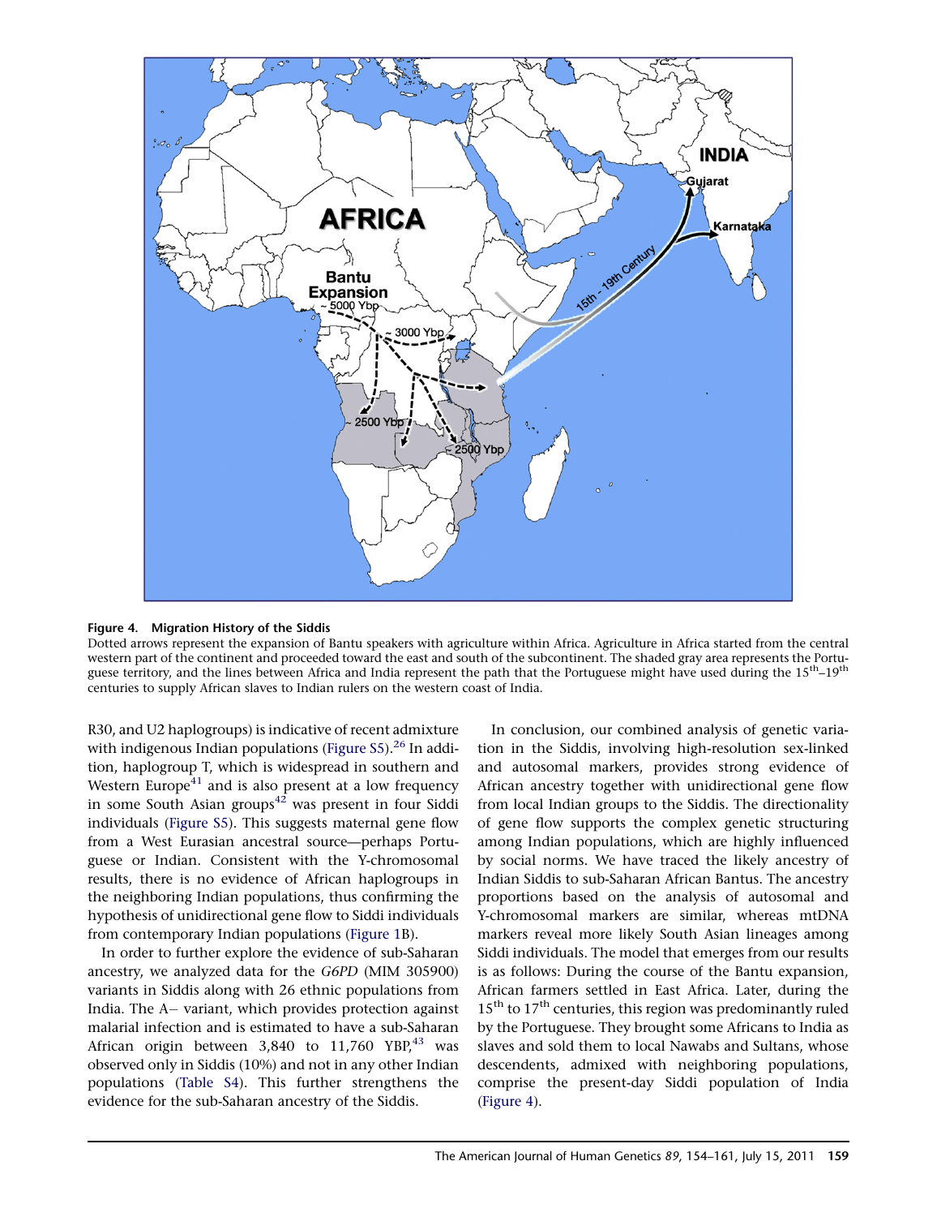**Figure 4. Migration History of the Siddis**

Dotted arrows represent the expansion of Bantu speakers with agriculture within Africa. Agriculture in Africa started from the central western part of the continent and proceeded toward the east and south of the subcontinent. The shaded gray area represents the Portuguese territory, and the lines between Africa and India represent the path that the Portuguese might have used during the 15th–19th centuries to supply African slaves to Indian rulers on the western coast of India.

R30, and U2 haplogroups) is indicative of recent admixture with indigenous Indian populations (Figure S5).[26] In addition, haplogroup T, which is widespread in southern and Western Europe[41] and is also present at a low frequency in some South Asian groups[42] was present in four Siddi individuals (Figure S5). This suggests maternal gene flow from a West Eurasian ancestral source—perhaps Portuguese or Indian. Consistent with the Y-chromosomal results, there is no evidence of African haplogroups in the neighboring Indian populations, thus confirming the hypothesis of unidirectional gene flow to Siddi individuals from contemporary Indian populations (Figure 1B).

In order to further explore the evidence of sub-Saharan ancestry, we analyzed data for the *G6PD* (MIM 305900) variants in Siddis along with 26 ethnic populations from India. The A− variant, which provides protection against malarial infection and is estimated to have a sub-Saharan African origin between 3,840 to 11,760 YBP,[43] was observed only in Siddis (10%) and not in any other Indian populations (Table S4). This further strengthens the evidence for the sub-Saharan ancestry of the Siddis.

In conclusion, our combined analysis of genetic variation in the Siddis, involving high-resolution sex-linked and autosomal markers, provides strong evidence of African ancestry together with unidirectional gene flow from local Indian groups to the Siddis. The directionality of gene flow supports the complex genetic structuring among Indian populations, which are highly influenced by social norms. We have traced the likely ancestry of Indian Siddis to sub-Saharan African Bantus. The ancestry proportions based on the analysis of autosomal and Y-chromosomal markers are similar, whereas mtDNA markers reveal more likely South Asian lineages among Siddi individuals. The model that emerges from our results is as follows: During the course of the Bantu expansion, African farmers settled in East Africa. Later, during the 15th to 17th centuries, this region was predominantly ruled by the Portuguese. They brought some Africans to India as slaves and sold them to local Nawabs and Sultans, whose descendents, admixed with neighboring populations, comprise the present-day Siddi population of India (Figure 4).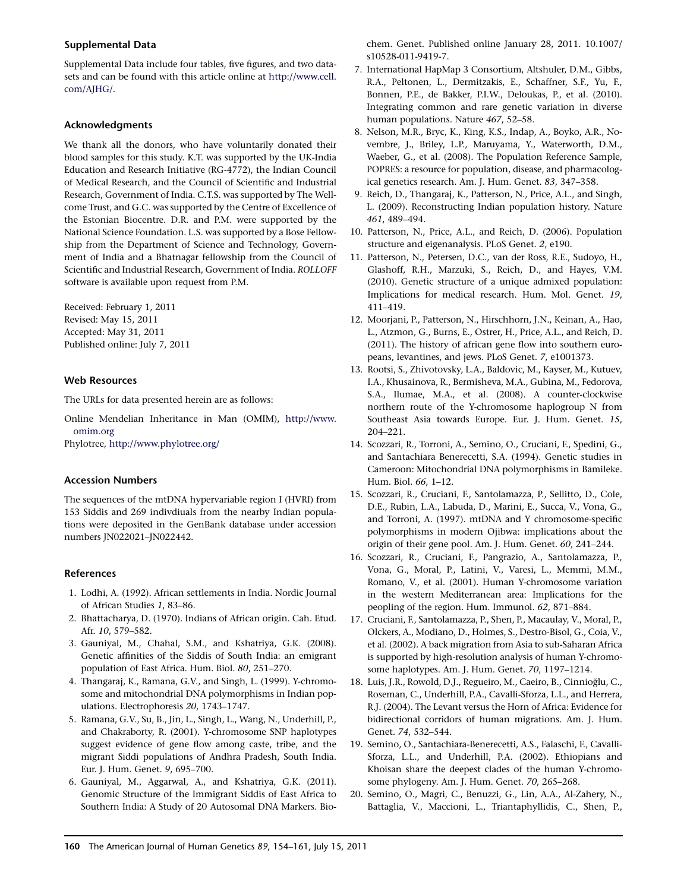### Supplemental Data

Supplemental Data include four tables, five figures, and two datasets and can be found with this article online at http://www.cell.com/AJHG/.

### Acknowledgments

We thank all the donors, who have voluntarily donated their blood samples for this study. K.T. was supported by the UK-India Education and Research Initiative (RG-4772), the Indian Council of Medical Research, and the Council of Scientific and Industrial Research, Government of India. C.T.S. was supported by The Wellcome Trust, and G.C. was supported by the Centre of Excellence of the Estonian Biocentre. D.R. and P.M. were supported by the National Science Foundation. L.S. was supported by a Bose Fellowship from the Department of Science and Technology, Government of India and a Bhatnagar fellowship from the Council of Scientific and Industrial Research, Government of India. *ROLLOFF* software is available upon request from P.M.

Received: February 1, 2011
Revised: May 15, 2011
Accepted: May 31, 2011
Published online: July 7, 2011

### Web Resources

The URLs for data presented herein are as follows:

Online Mendelian Inheritance in Man (OMIM), http://www.omim.org

Phylotree, http://www.phylotree.org/

### Accession Numbers

The sequences of the mtDNA hypervariable region I (HVRI) from 153 Siddis and 269 indivdiuals from the nearby Indian populations were deposited in the GenBank database under accession numbers JN022021–JN022442.

### References

1. Lodhi, A. (1992). African settlements in India. Nordic Journal of African Studies *1*, 83–86.
2. Bhattacharya, D. (1970). Indians of African origin. Cah. Etud. Afr. *10*, 579–582.
3. Gauniyal, M., Chahal, S.M., and Kshatriya, G.K. (2008). Genetic affinities of the Siddis of South India: an emigrant population of East Africa. Hum. Biol. *80*, 251–270.
4. Thangaraj, K., Ramana, G.V., and Singh, L. (1999). Y-chromosome and mitochondrial DNA polymorphisms in Indian populations. Electrophoresis *20*, 1743–1747.
5. Ramana, G.V., Su, B., Jin, L., Singh, L., Wang, N., Underhill, P., and Chakraborty, R. (2001). Y-chromosome SNP haplotypes suggest evidence of gene flow among caste, tribe, and the migrant Siddi populations of Andhra Pradesh, South India. Eur. J. Hum. Genet. *9*, 695–700.
6. Gauniyal, M., Aggarwal, A., and Kshatriya, G.K. (2011). Genomic Structure of the Immigrant Siddis of East Africa to Southern India: A Study of 20 Autosomal DNA Markers. Biochem. Genet. Published online January 28, 2011. 10.1007/s10528-011-9419-7.
7. International HapMap 3 Consortium, Altshuler, D.M., Gibbs, R.A., Peltonen, L., Dermitzakis, E., Schaffner, S.F., Yu, F., Bonnen, P.E., de Bakker, P.I.W., Deloukas, P., et al. (2010). Integrating common and rare genetic variation in diverse human populations. Nature *467*, 52–58.
8. Nelson, M.R., Bryc, K., King, K.S., Indap, A., Boyko, A.R., Novembre, J., Briley, L.P., Maruyama, Y., Waterworth, D.M., Waeber, G., et al. (2008). The Population Reference Sample, POPRES: a resource for population, disease, and pharmacological genetics research. Am. J. Hum. Genet. *83*, 347–358.
9. Reich, D., Thangaraj, K., Patterson, N., Price, A.L., and Singh, L. (2009). Reconstructing Indian population history. Nature *461*, 489–494.
10. Patterson, N., Price, A.L., and Reich, D. (2006). Population structure and eigenanalysis. PLoS Genet. *2*, e190.
11. Patterson, N., Petersen, D.C., van der Ross, R.E., Sudoyo, H., Glashoff, R.H., Marzuki, S., Reich, D., and Hayes, V.M. (2010). Genetic structure of a unique admixed population: Implications for medical research. Hum. Mol. Genet. *19*, 411–419.
12. Moorjani, P., Patterson, N., Hirschhorn, J.N., Keinan, A., Hao, L., Atzmon, G., Burns, E., Ostrer, H., Price, A.L., and Reich, D. (2011). The history of african gene flow into southern europeans, levantines, and jews. PLoS Genet. *7*, e1001373.
13. Rootsi, S., Zhivotovsky, L.A., Baldovic, M., Kayser, M., Kutuev, I.A., Khusainova, R., Bermisheva, M.A., Gubina, M., Fedorova, S.A., Ilumae, M.A., et al. (2008). A counter-clockwise northern route of the Y-chromosome haplogroup N from Southeast Asia towards Europe. Eur. J. Hum. Genet. *15*, 204–221.
14. Scozzari, R., Torroni, A., Semino, O., Cruciani, F., Spedini, G., and Santachiara Benerecetti, S.A. (1994). Genetic studies in Cameroon: Mitochondrial DNA polymorphisms in Bamileke. Hum. Biol. *66*, 1–12.
15. Scozzari, R., Cruciani, F., Santolamazza, P., Sellitto, D., Cole, D.E., Rubin, L.A., Labuda, D., Marini, E., Succa, V., Vona, G., and Torroni, A. (1997). mtDNA and Y chromosome-specific polymorphisms in modern Ojibwa: implications about the origin of their gene pool. Am. J. Hum. Genet. *60*, 241–244.
16. Scozzari, R., Cruciani, F., Pangrazio, A., Santolamazza, P., Vona, G., Moral, P., Latini, V., Varesi, L., Memmi, M.M., Romano, V., et al. (2001). Human Y-chromosome variation in the western Mediterranean area: Implications for the peopling of the region. Hum. Immunol. *62*, 871–884.
17. Cruciani, F., Santolamazza, P., Shen, P., Macaulay, V., Moral, P., Olckers, A., Modiano, D., Holmes, S., Destro-Bisol, G., Coia, V., et al. (2002). A back migration from Asia to sub-Saharan Africa is supported by high-resolution analysis of human Y-chromosome haplotypes. Am. J. Hum. Genet. *70*, 1197–1214.
18. Luis, J.R., Rowold, D.J., Regueiro, M., Caeiro, B., Cinnioğlu, C., Roseman, C., Underhill, P.A., Cavalli-Sforza, L.L., and Herrera, R.J. (2004). The Levant versus the Horn of Africa: Evidence for bidirectional corridors of human migrations. Am. J. Hum. Genet. *74*, 532–544.
19. Semino, O., Santachiara-Benerecetti, A.S., Falaschi, F., Cavalli-Sforza, L.L., and Underhill, P.A. (2002). Ethiopians and Khoisan share the deepest clades of the human Y-chromosome phylogeny. Am. J. Hum. Genet. *70*, 265–268.
20. Semino, O., Magri, C., Benuzzi, G., Lin, A.A., Al-Zahery, N., Battaglia, V., Maccioni, L., Triantaphyllidis, C., Shen, P.,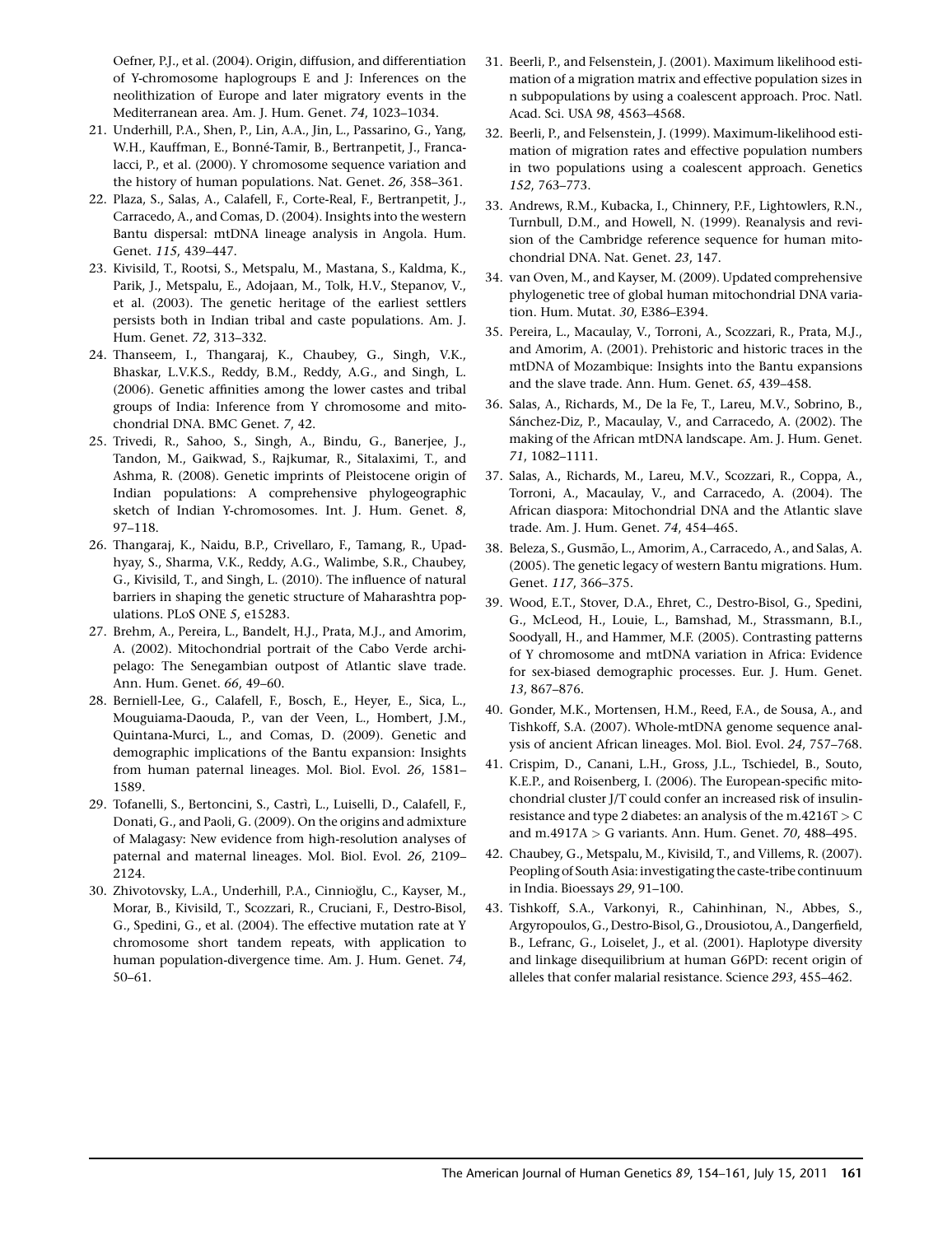Oefner, P.J., et al. (2004). Origin, diffusion, and differentiation of Y-chromosome haplogroups E and J: Inferences on the neolithization of Europe and later migratory events in the Mediterranean area. Am. J. Hum. Genet. *74*, 1023–1034.

21. Underhill, P.A., Shen, P., Lin, A.A., Jin, L., Passarino, G., Yang, W.H., Kauffman, E., Bonné-Tamir, B., Bertranpetit, J., Francalacci, P., et al. (2000). Y chromosome sequence variation and the history of human populations. Nat. Genet. *26*, 358–361.
22. Plaza, S., Salas, A., Calafell, F., Corte-Real, F., Bertranpetit, J., Carracedo, A., and Comas, D. (2004). Insights into the western Bantu dispersal: mtDNA lineage analysis in Angola. Hum. Genet. *115*, 439–447.
23. Kivisild, T., Rootsi, S., Metspalu, M., Mastana, S., Kaldma, K., Parik, J., Metspalu, E., Adojaan, M., Tolk, H.V., Stepanov, V., et al. (2003). The genetic heritage of the earliest settlers persists both in Indian tribal and caste populations. Am. J. Hum. Genet. *72*, 313–332.
24. Thanseem, I., Thangaraj, K., Chaubey, G., Singh, V.K., Bhaskar, L.V.K.S., Reddy, B.M., Reddy, A.G., and Singh, L. (2006). Genetic affinities among the lower castes and tribal groups of India: Inference from Y chromosome and mitochondrial DNA. BMC Genet. *7*, 42.
25. Trivedi, R., Sahoo, S., Singh, A., Bindu, G., Banerjee, J., Tandon, M., Gaikwad, S., Rajkumar, R., Sitalaximi, T., and Ashma, R. (2008). Genetic imprints of Pleistocene origin of Indian populations: A comprehensive phylogeographic sketch of Indian Y-chromosomes. Int. J. Hum. Genet. *8*, 97–118.
26. Thangaraj, K., Naidu, B.P., Crivellaro, F., Tamang, R., Upadhyay, S., Sharma, V.K., Reddy, A.G., Walimbe, S.R., Chaubey, G., Kivisild, T., and Singh, L. (2010). The influence of natural barriers in shaping the genetic structure of Maharashtra populations. PLoS ONE *5*, e15283.
27. Brehm, A., Pereira, L., Bandelt, H.J., Prata, M.J., and Amorim, A. (2002). Mitochondrial portrait of the Cabo Verde archipelago: The Senegambian outpost of Atlantic slave trade. Ann. Hum. Genet. *66*, 49–60.
28. Berniell-Lee, G., Calafell, F., Bosch, E., Heyer, E., Sica, L., Mouguiama-Daouda, P., van der Veen, L., Hombert, J.M., Quintana-Murci, L., and Comas, D. (2009). Genetic and demographic implications of the Bantu expansion: Insights from human paternal lineages. Mol. Biol. Evol. *26*, 1581–1589.
29. Tofanelli, S., Bertoncini, S., Castrì, L., Luiselli, D., Calafell, F., Donati, G., and Paoli, G. (2009). On the origins and admixture of Malagasy: New evidence from high-resolution analyses of paternal and maternal lineages. Mol. Biol. Evol. *26*, 2109–2124.
30. Zhivotovsky, L.A., Underhill, P.A., Cinnioğlu, C., Kayser, M., Morar, B., Kivisild, T., Scozzari, R., Cruciani, F., Destro-Bisol, G., Spedini, G., et al. (2004). The effective mutation rate at Y chromosome short tandem repeats, with application to human population-divergence time. Am. J. Hum. Genet. *74*, 50–61.
31. Beerli, P., and Felsenstein, J. (2001). Maximum likelihood estimation of a migration matrix and effective population sizes in n subpopulations by using a coalescent approach. Proc. Natl. Acad. Sci. USA *98*, 4563–4568.
32. Beerli, P., and Felsenstein, J. (1999). Maximum-likelihood estimation of migration rates and effective population numbers in two populations using a coalescent approach. Genetics *152*, 763–773.
33. Andrews, R.M., Kubacka, I., Chinnery, P.F., Lightowlers, R.N., Turnbull, D.M., and Howell, N. (1999). Reanalysis and revision of the Cambridge reference sequence for human mitochondrial DNA. Nat. Genet. *23*, 147.
34. van Oven, M., and Kayser, M. (2009). Updated comprehensive phylogenetic tree of global human mitochondrial DNA variation. Hum. Mutat. *30*, E386–E394.
35. Pereira, L., Macaulay, V., Torroni, A., Scozzari, R., Prata, M.J., and Amorim, A. (2001). Prehistoric and historic traces in the mtDNA of Mozambique: Insights into the Bantu expansions and the slave trade. Ann. Hum. Genet. *65*, 439–458.
36. Salas, A., Richards, M., De la Fe, T., Lareu, M.V., Sobrino, B., Sánchez-Diz, P., Macaulay, V., and Carracedo, A. (2002). The making of the African mtDNA landscape. Am. J. Hum. Genet. *71*, 1082–1111.
37. Salas, A., Richards, M., Lareu, M.V., Scozzari, R., Coppa, A., Torroni, A., Macaulay, V., and Carracedo, A. (2004). The African diaspora: Mitochondrial DNA and the Atlantic slave trade. Am. J. Hum. Genet. *74*, 454–465.
38. Beleza, S., Gusmão, L., Amorim, A., Carracedo, A., and Salas, A. (2005). The genetic legacy of western Bantu migrations. Hum. Genet. *117*, 366–375.
39. Wood, E.T., Stover, D.A., Ehret, C., Destro-Bisol, G., Spedini, G., McLeod, H., Louie, L., Bamshad, M., Strassmann, B.I., Soodyall, H., and Hammer, M.F. (2005). Contrasting patterns of Y chromosome and mtDNA variation in Africa: Evidence for sex-biased demographic processes. Eur. J. Hum. Genet. *13*, 867–876.
40. Gonder, M.K., Mortensen, H.M., Reed, F.A., de Sousa, A., and Tishkoff, S.A. (2007). Whole-mtDNA genome sequence analysis of ancient African lineages. Mol. Biol. Evol. *24*, 757–768.
41. Crispim, D., Canani, L.H., Gross, J.L., Tschiedel, B., Souto, K.E.P., and Roisenberg, I. (2006). The European-specific mitochondrial cluster J/T could confer an increased risk of insulin-resistance and type 2 diabetes: an analysis of the m.4216T > C and m.4917A > G variants. Ann. Hum. Genet. *70*, 488–495.
42. Chaubey, G., Metspalu, M., Kivisild, T., and Villems, R. (2007). Peopling of South Asia: investigating the caste-tribe continuum in India. Bioessays *29*, 91–100.
43. Tishkoff, S.A., Varkonyi, R., Cahinhinan, N., Abbes, S., Argyropoulos, G., Destro-Bisol, G., Drousiotou, A., Dangerfield, B., Lefranc, G., Loiselet, J., et al. (2001). Haplotype diversity and linkage disequilibrium at human G6PD: recent origin of alleles that confer malarial resistance. Science *293*, 455–462.